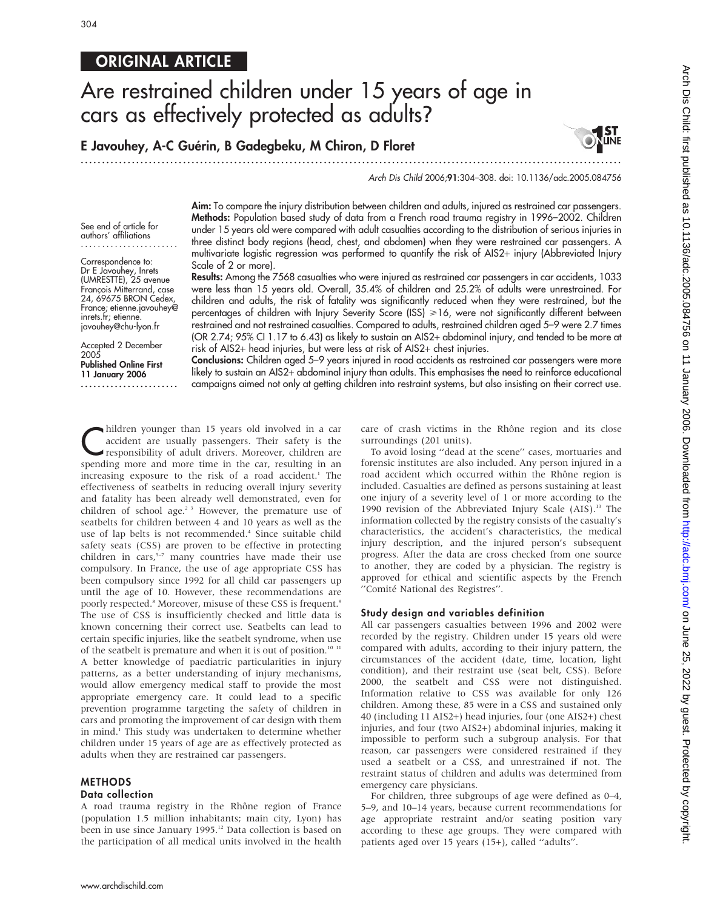ORIGINAL ARTICLE

# Are restrained children under 15 years of age in cars as effectively protected as adults?

**E Javouhey, A-C Guérin, B Gadegbeku, M Chiron, D Floret**

See end of article for authors' affiliations

Correspondence to: Dr E Javouhey, Inrets (UMRESTTE), 25 avenue François Mitterrand, case 24, 69675 BRON Cedex, France; etienne.javouhey@inrets.fr; etienne.javouhey@chu-lyon.fr

Accepted 2 December 2005
**Published Online First 11 January 2006**

**Aim:** To compare the injury distribution between children and adults, injured as restrained car passengers.

**Methods:** Population based study of data from a French road trauma registry in 1996–2002. Children under 15 years old were compared with adult casualties according to the distribution of serious injuries in three distinct body regions (head, chest, and abdomen) when they were restrained car passengers. A multivariate logistic regression was performed to quantify the risk of AIS2+ injury (Abbreviated Injury Scale of 2 or more).

**Results:** Among the 7568 casualties who were injured as restrained car passengers in car accidents, 1033 were less than 15 years old. Overall, 35.4% of children and 25.2% of adults were unrestrained. For children and adults, the risk of fatality was significantly reduced when they were restrained, but the percentages of children with Injury Severity Score (ISS) ⩾16, were not significantly different between restrained and not restrained casualties. Compared to adults, restrained children aged 5–9 were 2.7 times (OR 2.74; 95% CI 1.17 to 6.43) as likely to sustain an AIS2+ abdominal injury, and tended to be more at risk of AIS2+ head injuries, but were less at risk of AIS2+ chest injuries.

**Conclusions:** Children aged 5–9 years injured in road accidents as restrained car passengers were more likely to sustain an AIS2+ abdominal injury than adults. This emphasises the need to reinforce educational campaigns aimed not only at getting children into restraint systems, but also insisting on their correct use.

Children younger than 15 years old involved in a car accident are usually passengers. Their safety is the responsibility of adult drivers. Moreover, children are spending more and more time in the car, resulting in an increasing exposure to the risk of a road accident.[1] The effectiveness of seatbelts in reducing overall injury severity and fatality has been already well demonstrated, even for children of school age.[2,3] However, the premature use of seatbelts for children between 4 and 10 years as well as the use of lap belts is not recommended.[4] Since suitable child safety seats (CSS) are proven to be effective in protecting children in cars,[5–7] many countries have made their use compulsory. In France, the use of age appropriate CSS has been compulsory since 1992 for all child car passengers up until the age of 10. However, these recommendations are poorly respected.[8] Moreover, misuse of these CSS is frequent.[9] The use of CSS is insufficiently checked and little data is known concerning their correct use. Seatbelts can lead to certain specific injuries, like the seatbelt syndrome, when use of the seatbelt is premature and when it is out of position.[10,11] A better knowledge of paediatric particularities in injury patterns, as a better understanding of injury mechanisms, would allow emergency medical staff to provide the most appropriate emergency care. It could lead to a specific prevention programme targeting the safety of children in cars and promoting the improvement of car design with them in mind.[1] This study was undertaken to determine whether children under 15 years of age are as effectively protected as adults when they are restrained car passengers.

## METHODS

### Data collection

A road trauma registry in the Rhône region of France (population 1.5 million inhabitants; main city, Lyon) has been in use since January 1995.[12] Data collection is based on the participation of all medical units involved in the health care of crash victims in the Rhône region and its close surroundings (201 units).

To avoid losing "dead at the scene" cases, mortuaries and forensic institutes are also included. Any person injured in a road accident which occurred within the Rhône region is included. Casualties are defined as persons sustaining at least one injury of a severity level of 1 or more according to the 1990 revision of the Abbreviated Injury Scale (AIS).[13] The information collected by the registry consists of the casualty's characteristics, the accident's characteristics, the medical injury description, and the injured person's subsequent progress. After the data are cross checked from one source to another, they are coded by a physician. The registry is approved for ethical and scientific aspects by the French "Comité National des Registres".

### Study design and variables definition

All car passengers casualties between 1996 and 2002 were recorded by the registry. Children under 15 years old were compared with adults, according to their injury pattern, the circumstances of the accident (date, time, location, light condition), and their restraint use (seat belt, CSS). Before 2000, the seatbelt and CSS were not distinguished. Information relative to CSS was available for only 126 children. Among these, 85 were in a CSS and sustained only 40 (including 11 AIS2+) head injuries, four (one AIS2+) chest injuries, and four (two AIS2+) abdominal injuries, making it impossible to perform such a subgroup analysis. For that reason, car passengers were considered restrained if they used a seatbelt or a CSS, and unrestrained if not. The restraint status of children and adults was determined from emergency care physicians.

For children, three subgroups of age were defined as 0–4, 5–9, and 10–14 years, because current recommendations for age appropriate restraint and/or seating position vary according to these age groups. They were compared with patients aged over 15 years (15+), called "adults".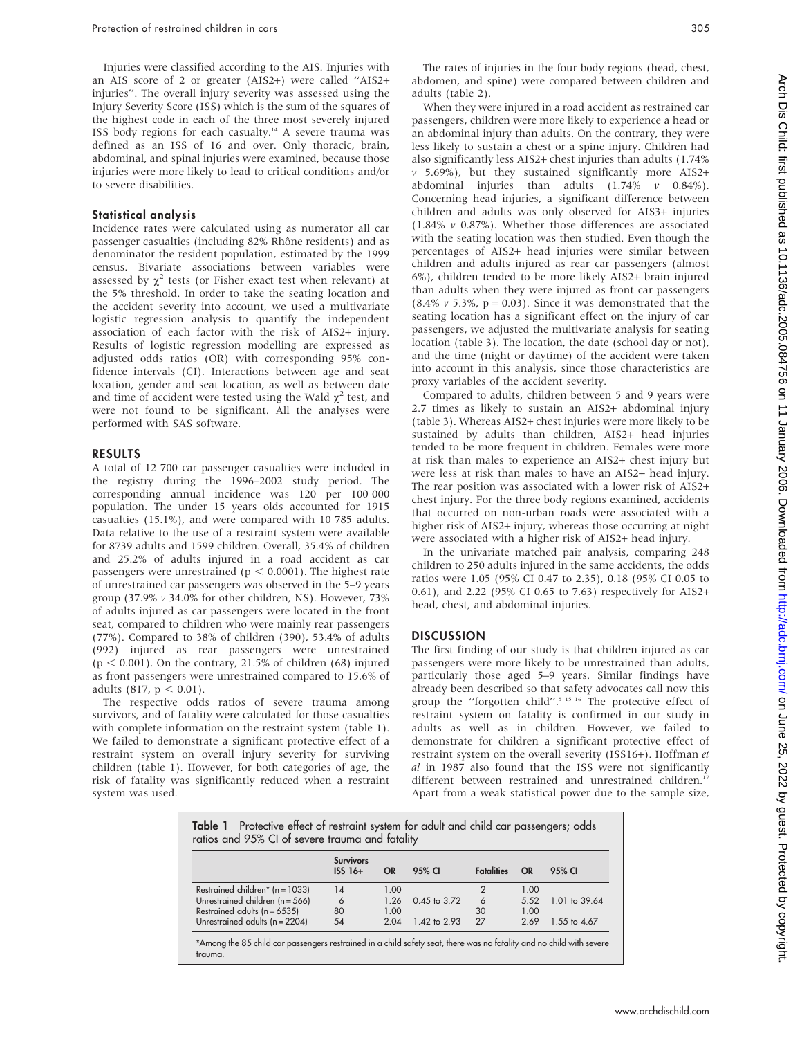Injuries were classified according to the AIS. Injuries with an AIS score of 2 or greater (AIS2+) were called ''AIS2+ injuries''. The overall injury severity was assessed using the Injury Severity Score (ISS) which is the sum of the squares of the highest code in each of the three most severely injured ISS body regions for each casualty.[14] A severe trauma was defined as an ISS of 16 and over. Only thoracic, brain, abdominal, and spinal injuries were examined, because those injuries were more likely to lead to critical conditions and/or to severe disabilities.

### Statistical analysis

Incidence rates were calculated using as numerator all car passenger casualties (including 82% Rhône residents) and as denominator the resident population, estimated by the 1999 census. Bivariate associations between variables were assessed by $\chi^2$ tests (or Fisher exact test when relevant) at the 5% threshold. In order to take the seating location and the accident severity into account, we used a multivariate logistic regression analysis to quantify the independent association of each factor with the risk of AIS2+ injury. Results of logistic regression modelling are expressed as adjusted odds ratios (OR) with corresponding 95% confidence intervals (CI). Interactions between age and seat location, gender and seat location, as well as between date and time of accident were tested using the Wald $\chi^2$ test, and were not found to be significant. All the analyses were performed with SAS software.

## RESULTS

A total of 12 700 car passenger casualties were included in the registry during the 1996–2002 study period. The corresponding annual incidence was 120 per 100 000 population. The under 15 years olds accounted for 1915 casualties (15.1%), and were compared with 10 785 adults. Data relative to the use of a restraint system were available for 8739 adults and 1599 children. Overall, 35.4% of children and 25.2% of adults injured in a road accident as car passengers were unrestrained ($p < 0.0001$). The highest rate of unrestrained car passengers was observed in the 5–9 years group (37.9% *v* 34.0% for other children, NS). However, 73% of adults injured as car passengers were located in the front seat, compared to children who were mainly rear passengers (77%). Compared to 38% of children (390), 53.4% of adults (992) injured as rear passengers were unrestrained ($p < 0.001$). On the contrary, 21.5% of children (68) injured as front passengers were unrestrained compared to 15.6% of adults (817, $p < 0.01$).

The respective odds ratios of severe trauma among survivors, and of fatality were calculated for those casualties with complete information on the restraint system (table 1). We failed to demonstrate a significant protective effect of a restraint system on overall injury severity for surviving children (table 1). However, for both categories of age, the risk of fatality was significantly reduced when a restraint system was used.

The rates of injuries in the four body regions (head, chest, abdomen, and spine) were compared between children and adults (table 2).

When they were injured in a road accident as restrained car passengers, children were more likely to experience a head or an abdominal injury than adults. On the contrary, they were less likely to sustain a chest or a spine injury. Children had also significantly less AIS2+ chest injuries than adults (1.74% *v* 5.69%), but they sustained significantly more AIS2+ abdominal injuries than adults (1.74% *v* 0.84%). Concerning head injuries, a significant difference between children and adults was only observed for AIS3+ injuries (1.84% *v* 0.87%). Whether those differences are associated with the seating location was then studied. Even though the percentages of AIS2+ head injuries were similar between children and adults injured as rear car passengers (almost 6%), children tended to be more likely AIS2+ brain injured than adults when they were injured as front car passengers (8.4% *v* 5.3%, $p = 0.03$). Since it was demonstrated that the seating location has a significant effect on the injury of car passengers, we adjusted the multivariate analysis for seating location (table 3). The location, the date (school day or not), and the time (night or daytime) of the accident were taken into account in this analysis, since those characteristics are proxy variables of the accident severity.

Compared to adults, children between 5 and 9 years were 2.7 times as likely to sustain an AIS2+ abdominal injury (table 3). Whereas AIS2+ chest injuries were more likely to be sustained by adults than children, AIS2+ head injuries tended to be more frequent in children. Females were more at risk than males to experience an AIS2+ chest injury but were less at risk than males to have an AIS2+ head injury. The rear position was associated with a lower risk of AIS2+ chest injury. For the three body regions examined, accidents that occurred on non-urban roads were associated with a higher risk of AIS2+ injury, whereas those occurring at night were associated with a higher risk of AIS2+ head injury.

In the univariate matched pair analysis, comparing 248 children to 250 adults injured in the same accidents, the odds ratios were 1.05 (95% CI 0.47 to 2.35), 0.18 (95% CI 0.05 to 0.61), and 2.22 (95% CI 0.65 to 7.63) respectively for AIS2+ head, chest, and abdominal injuries.

## DISCUSSION

The first finding of our study is that children injured as car passengers were more likely to be unrestrained than adults, particularly those aged 5–9 years. Similar findings have already been described so that safety advocates call now this group the ''forgotten child''.[5 15 16] The protective effect of restraint system on fatality is confirmed in our study in adults as well as in children. However, we failed to demonstrate for children a significant protective effect of restraint system on the overall severity (ISS16+). Hoffman *et al* in 1987 also found that the ISS were not significantly different between restrained and unrestrained children.[17] Apart from a weak statistical power due to the sample size,

**Table 1** Protective effect of restraint system for adult and child car passengers; odds ratios and 95% CI of severe trauma and fatality

| | Survivors ISS 16+ | OR | 95% CI | Fatalities | OR | 95% CI |
|---|---|---|---|---|---|---|
| Restrained children* (n = 1033) | 14 | 1.00 | | 2 | 1.00 | |
| Unrestrained children (n = 566) | 6 | 1.26 | 0.45 to 3.72 | 6 | 5.52 | 1.01 to 39.64 |
| Restrained adults (n = 6535) | 80 | 1.00 | | 30 | 1.00 | |
| Unrestrained adults (n = 2204) | 54 | 2.04 | 1.42 to 2.93 | 27 | 2.69 | 1.55 to 4.67 |

*Among the 85 child car passengers restrained in a child safety seat, there was no fatality and no child with severe trauma.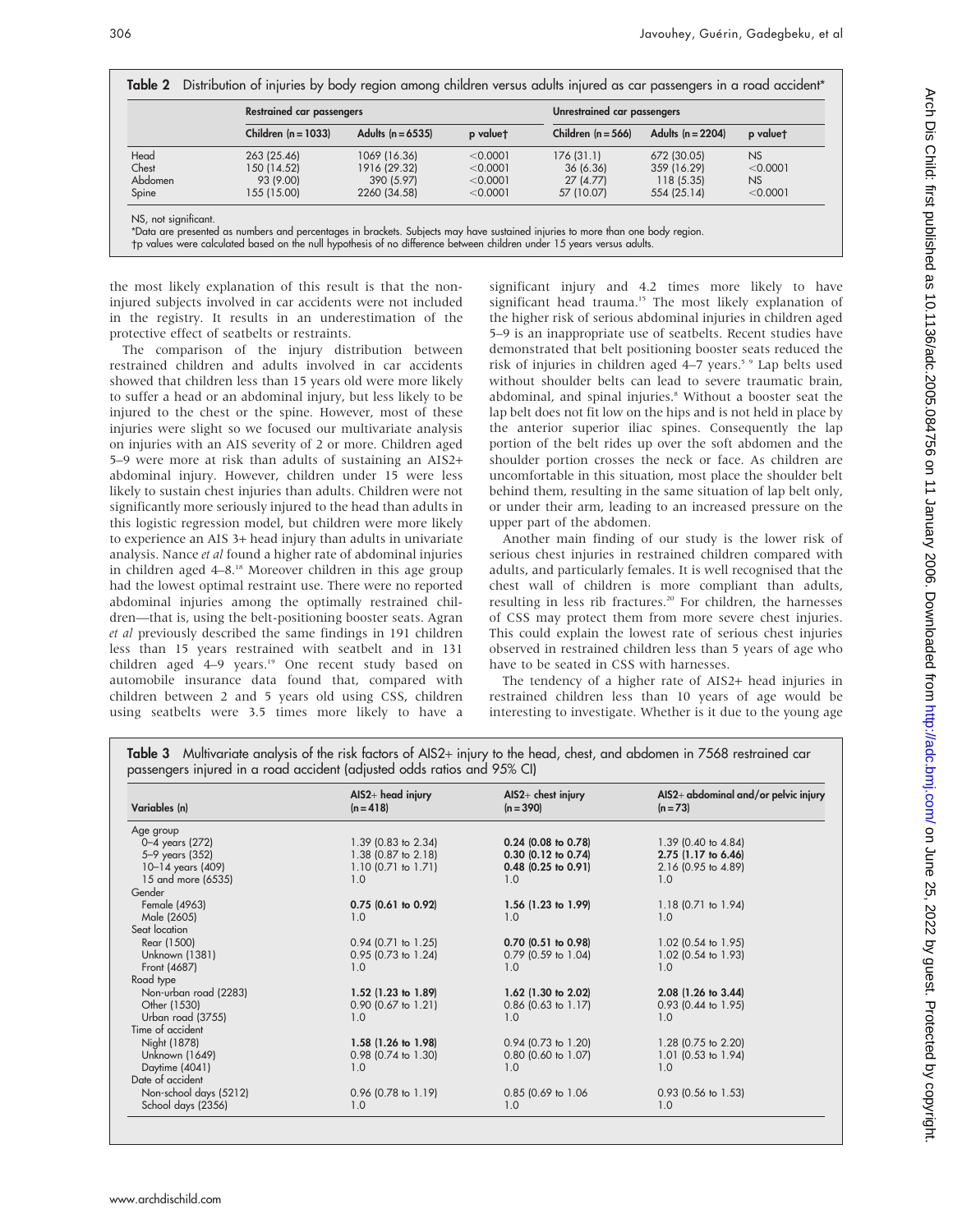**Table 2** Distribution of injuries by body region among children versus adults injured as car passengers in a road accident*

| | Restrained car passengers | | | Unrestrained car passengers | | |
|---|---|---|---|---|---|---|
| | Children (n = 1033) | Adults (n = 6535) | p value† | Children (n = 566) | Adults (n = 2204) | p value† |
| Head | 263 (25.46) | 1069 (16.36) | <0.0001 | 176 (31.1) | 672 (30.05) | NS |
| Chest | 150 (14.52) | 1916 (29.32) | <0.0001 | 36 (6.36) | 359 (16.29) | <0.0001 |
| Abdomen | 93 (9.00) | 390 (5.97) | <0.0001 | 27 (4.77) | 118 (5.35) | NS |
| Spine | 155 (15.00) | 2260 (34.58) | <0.0001 | 57 (10.07) | 554 (25.14) | <0.0001 |

NS, not significant.
*Data are presented as numbers and percentages in brackets. Subjects may have sustained injuries to more than one body region.
†p values were calculated based on the null hypothesis of no difference between children under 15 years versus adults.

the most likely explanation of this result is that the non-injured subjects involved in car accidents were not included in the registry. It results in an underestimation of the protective effect of seatbelts or restraints.

The comparison of the injury distribution between restrained children and adults involved in car accidents showed that children less than 15 years old were more likely to suffer a head or an abdominal injury, but less likely to be injured to the chest or the spine. However, most of these injuries were slight so we focused our multivariate analysis on injuries with an AIS severity of 2 or more. Children aged 5–9 were more at risk than adults of sustaining an AIS2+ abdominal injury. However, children under 15 were less likely to sustain chest injuries than adults. Children were not significantly more seriously injured to the head than adults in this logistic regression model, but children were more likely to experience an AIS 3+ head injury than adults in univariate analysis. Nance *et al* found a higher rate of abdominal injuries in children aged 4–8.[18] Moreover children in this age group had the lowest optimal restraint use. There were no reported abdominal injuries among the optimally restrained children—that is, using the belt-positioning booster seats. Agran *et al* previously described the same findings in 191 children less than 15 years restrained with seatbelt and in 131 children aged 4–9 years.[19] One recent study based on automobile insurance data found that, compared with children between 2 and 5 years old using CSS, children using seatbelts were 3.5 times more likely to have a significant injury and 4.2 times more likely to have significant head trauma.[15] The most likely explanation of the higher risk of serious abdominal injuries in children aged 5–9 is an inappropriate use of seatbelts. Recent studies have demonstrated that belt positioning booster seats reduced the risk of injuries in children aged 4–7 years.[5 9] Lap belts used without shoulder belts can lead to severe traumatic brain, abdominal, and spinal injuries.[8] Without a booster seat the lap belt does not fit low on the hips and is not held in place by the anterior superior iliac spines. Consequently the lap portion of the belt rides up over the soft abdomen and the shoulder portion crosses the neck or face. As children are uncomfortable in this situation, most place the shoulder belt behind them, resulting in the same situation of lap belt only, or under their arm, leading to an increased pressure on the upper part of the abdomen.

Another main finding of our study is the lower risk of serious chest injuries in restrained children compared with adults, and particularly females. It is well recognised that the chest wall of children is more compliant than adults, resulting in less rib fractures.[20] For children, the harnesses of CSS may protect them from more severe chest injuries. This could explain the lowest rate of serious chest injuries observed in restrained children less than 5 years of age who have to be seated in CSS with harnesses.

The tendency of a higher rate of AIS2+ head injuries in restrained children less than 10 years of age would be interesting to investigate. Whether is it due to the young age

**Table 3** Multivariate analysis of the risk factors of AIS2+ injury to the head, chest, and abdomen in 7568 restrained car passengers injured in a road accident (adjusted odds ratios and 95% CI)

| Variables (n) | AIS2+ head injury (n = 418) | AIS2+ chest injury (n = 390) | AIS2+ abdominal and/or pelvic injury (n = 73) |
|---|---|---|---|
| Age group | | | |
| 0–4 years (272) | 1.39 (0.83 to 2.34) | **0.24 (0.08 to 0.78)** | 1.39 (0.40 to 4.84) |
| 5–9 years (352) | 1.38 (0.87 to 2.18) | **0.30 (0.12 to 0.74)** | **2.75 (1.17 to 6.46)** |
| 10–14 years (409) | 1.10 (0.71 to 1.71) | **0.48 (0.25 to 0.91)** | 2.16 (0.95 to 4.89) |
| 15 and more (6535) | 1.0 | 1.0 | 1.0 |
| Gender | | | |
| Female (4963) | **0.75 (0.61 to 0.92)** | **1.56 (1.23 to 1.99)** | 1.18 (0.71 to 1.94) |
| Male (2605) | 1.0 | 1.0 | 1.0 |
| Seat location | | | |
| Rear (1500) | 0.94 (0.71 to 1.25) | **0.70 (0.51 to 0.98)** | 1.02 (0.54 to 1.95) |
| Unknown (1381) | 0.95 (0.73 to 1.24) | 0.79 (0.59 to 1.04) | 1.02 (0.54 to 1.93) |
| Front (4687) | 1.0 | 1.0 | 1.0 |
| Road type | | | |
| Non-urban road (2283) | **1.52 (1.23 to 1.89)** | **1.62 (1.30 to 2.02)** | **2.08 (1.26 to 3.44)** |
| Other (1530) | 0.90 (0.67 to 1.21) | 0.86 (0.63 to 1.17) | 0.93 (0.44 to 1.95) |
| Urban road (3755) | 1.0 | 1.0 | 1.0 |
| Time of accident | | | |
| Night (1878) | **1.58 (1.26 to 1.98)** | 0.94 (0.73 to 1.20) | 1.28 (0.75 to 2.20) |
| Unknown (1649) | 0.98 (0.74 to 1.30) | 0.80 (0.60 to 1.07) | 1.01 (0.53 to 1.94) |
| Daytime (4041) | 1.0 | 1.0 | 1.0 |
| Date of accident | | | |
| Non-school days (5212) | 0.96 (0.78 to 1.19) | 0.85 (0.69 to 1.06 | 0.93 (0.56 to 1.53) |
| School days (2356) | 1.0 | 1.0 | 1.0 |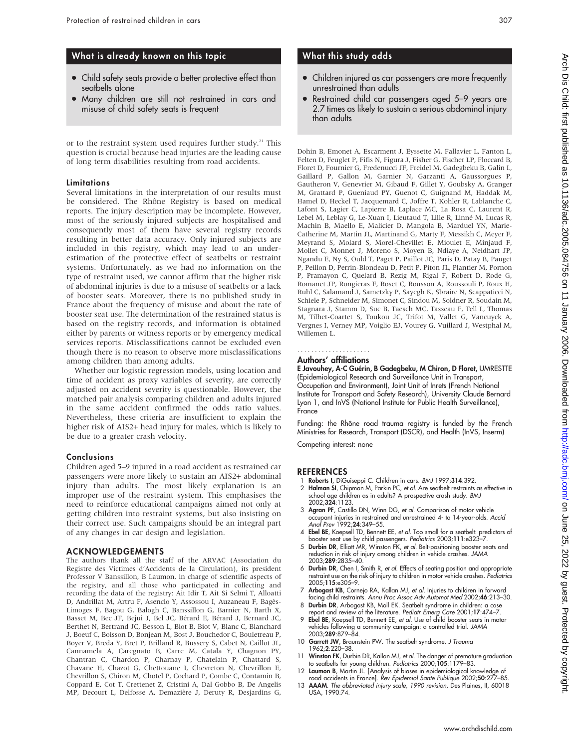## What is already known on this topic

- Child safety seats provide a better protective effect than seatbelts alone
- Many children are still not restrained in cars and misuse of child safety seats is frequent

or to the restraint system used requires further study.[21] This question is crucial because head injuries are the leading cause of long term disabilities resulting from road accidents.

### Limitations

Several limitations in the interpretation of our results must be considered. The Rhône Registry is based on medical reports. The injury description may be incomplete. However, most of the seriously injured subjects are hospitalised and consequently most of them have several registry records resulting in better data accuracy. Only injured subjects are included in this registry, which may lead to an underestimation of the protective effect of seatbelts or restraint systems. Unfortunately, as we had no information on the type of restraint used, we cannot affirm that the higher risk of abdominal injuries is due to a misuse of seatbelts or a lack of booster seats. Moreover, there is no published study in France about the frequency of misuse and about the rate of booster seat use. The determination of the restrained status is based on the registry records, and information is obtained either by parents or witness reports or by emergency medical services reports. Misclassifications cannot be excluded even though there is no reason to observe more misclassifications among children than among adults.

Whether our logistic regression models, using location and time of accident as proxy variables of severity, are correctly adjusted on accident severity is questionable. However, the matched pair analysis comparing children and adults injured in the same accident confirmed the odds ratio values. Nevertheless, these criteria are insufficient to explain the higher risk of AIS2+ head injury for males, which is likely to be due to a greater crash velocity.

### Conclusions

Children aged 5–9 injured in a road accident as restrained car passengers were more likely to sustain an AIS2+ abdominal injury than adults. The most likely explanation is an improper use of the restraint system. This emphasises the need to reinforce educational campaigns aimed not only at getting children into restraint systems, but also insisting on their correct use. Such campaigns should be an integral part of any changes in car design and legislation.

## ACKNOWLEDGEMENTS

The authors thank all the staff of the ARVAC (Association du Registre des Victimes d'Accidents de la Circulation), its president Professor V Banssillon, B Laumon, in charge of scientific aspects of the registry, and all those who participated in collecting and recording the data of the registry: Ait Idir T, Ait Si Selmi T, Alloatti D, Andrillat M, Artru F, Asencio Y, Assossou I, Auzaneau F, Bagès-Limoges F, Bagou G, Balogh C, Banssillon G, Barnier N, Barth X, Basset M, Bec JF, Bejui J, Bel JC, Bérard E, Bérard J, Bernard JC, Berthet N, Bertrand JC, Besson L, Biot B, Biot V, Blanc C, Blanchard J, Boeuf C, Boisson D, Bonjean M, Bost J, Bouchedor C, Bouletreau P, Boyer V, Breda Y, Bret P, Brilland R, Bussery S, Cabet N, Caillot JL, Cannamela A, Caregnato B, Carre M, Catala Y, Chagnon PY, Chantran C, Chardon P, Charnay P, Chatelain P, Chattard S, Chavane H, Chazot G, Chettouane I, Chevreton N, Chevrillon E, Chevrillon S, Chiron M, Chotel P, Cochard P, Combe C, Contamin B, Coppard E, Cot T, Crettenet Z, Cristini A, Dal Gobbo B, De Angelis MP, Decourt L, Delfosse A, Demazière J, Deruty R, Desjardins G, Dohin B, Emonet A, Escarment J, Eyssette M, Fallavier L, Fanton L, Felten D, Feuglet P, Fifis N, Figura J, Fisher G, Fischer LP, Floccard B, Floret D, Fournier G, Fredenucci JF, Freidel M, Gadegbeku B, Galin L, Gaillard P, Gallon M, Garnier N, Garzanti A, Gaussorgues P, Gautheron V, Genevrier M, Gibaud F, Gillet Y, Goubsky A, Granger M, Grattard P, Gueniaud PY, Guenot C, Guignand M, Haddak M, Hamel D, Heckel T, Jacquemard C, Joffre T, Kohler R, Lablanche C, Lafont S, Lagier C, Lapierre B, Laplace MC, La Rosa C, Laurent R, Lebel M, Leblay G, Le-Xuan I, Lieutaud T, Lille R, Linné M, Lucas R, Machin B, Maello E, Malicier D, Mangola B, Marduel YN, Marie-Catherine M, Martin JL, Martinand G, Marty F, Messikh C, Meyer F, Meyrand S, Molard S, Morel-Chevillet E, Mioulet E, Minjaud F, Mollet C, Monnet J, Moreno S, Moyen B, Ndiaye A, Neidhart JP, Ngandu E, Ny S, Ould T, Paget P, Paillot JC, Paris D, Patay B, Pauget P, Peillon D, Perrin-Blondeau D, Petit P, Piton JL, Plantier M, Pornon P, Pramayon C, Quelard B, Rezig M, Rigal F, Robert D, Rode G, Romanet JP, Rongieras F, Roset C, Rousson A, Roussouli P, Roux H, Ruhl C, Salamand J, Sametzky P, Sayegh K, Sbraire N, Scappaticci N, Schiele P, Schneider M, Simonet C, Sindou M, Soldner R, Soudain M, Stagnara J, Stamm D, Suc B, Taesch MC, Tasseau F, Tell L, Thomas M, Tilhet-Coartet S, Toukou JC, Trifot M, Vallet G, Vancuyck A, Vergnes I, Verney MP, Voiglio EJ, Vourey G, Vuillard J, Westphal M, Willemen L.

## What this study adds

- Children injured as car passengers are more frequently unrestrained than adults
- Restrained child car passengers aged 5–9 years are 2.7 times as likely to sustain a serious abdominal injury than adults

### Authors' affiliations

**E Javouhey, A-C Guérin, B Gadegbeku, M Chiron, D Floret,** UMRESTTE (Epidemiological Research and Surveillance Unit in Transport, Occupation and Environment), Joint Unit of Inrets (French National Institute for Transport and Safety Research), University Claude Bernard Lyon 1, and InVS (National Institute for Public Health Surveillance), France

Funding: the Rhône road trauma registry is funded by the French Ministries for Research, Transport (DSCR), and Health (InVS, Inserm)

Competing interest: none

## REFERENCES

1. **Roberts I**, DiGuiseppi C. Children in cars. *BMJ* 1997;**314**:392.
2. **Halman SI**, Chipman M, Parkin PC, *et al*. Are seatbelt restraints as effective in school age children as in adults? A prospective crash study. *BMJ* 2002;**324**:1123.
3. **Agran PF**, Castillo DN, Winn DG, *et al*. Comparison of motor vehicle occupant injuries in restrained and unrestrained 4- to 14-year-olds. *Accid Anal Prev* 1992;**24**:349–55.
4. **Ebel BE**, Koepsell TD, Bennett EE, *et al*. Too small for a seatbelt: predictors of booster seat use by child passengers. *Pediatrics* 2003;**111**:e323–7.
5. **Durbin DR**, Elliott MR, Winston FK, *et al*. Belt-positioning booster seats and reduction in risk of injury among children in vehicle crashes. *JAMA* 2003;**289**:2835–40.
6. **Durbin DR**, Chen I, Smith R, *et al*. Effects of seating position and appropriate restraint use on the risk of injury to children in motor vehicle crashes. *Pediatrics* 2005;**115**:e305–9.
7. **Arbogast KB**, Cornejo RA, Kallan MJ, *et al*. Injuries to children in forward facing child restraints. *Annu Proc Assoc Adv Automot Med* 2002;**46**:213–30.
8. **Durbin DR**, Arbogast KB, Moll EK. Seatbelt syndrome in children: a case report and review of the literature. *Pediatr Emerg Care* 2001;**17**:474–7.
9. **Ebel BE**, Koepsell TD, Bennett EE, *et al*. Use of child booster seats in motor vehicles following a community campaign: a controlled trial. *JAMA* 2003;**289**:879–84.
10. **Garrett JW**, Braunstein PW. The seatbelt syndrome. *J Trauma* 1962;**2**:220–38.
11. **Winston FK**, Durbin DR, Kallan MJ, *et al*. The danger of premature graduation to seatbelts for young children. *Pediatrics* 2000;**105**:1179–83.
12. **Laumon B**, Martin JL. [Analysis of biases in epidemiological knowledge of road accidents in France]. *Rev Epidemiol Sante Publique* 2002;**50**:277–85.
13. **AAAM**. *The abbreviated injury scale, 1990 revision*, Des Plaines, Il, 60018 USA, 1990:74.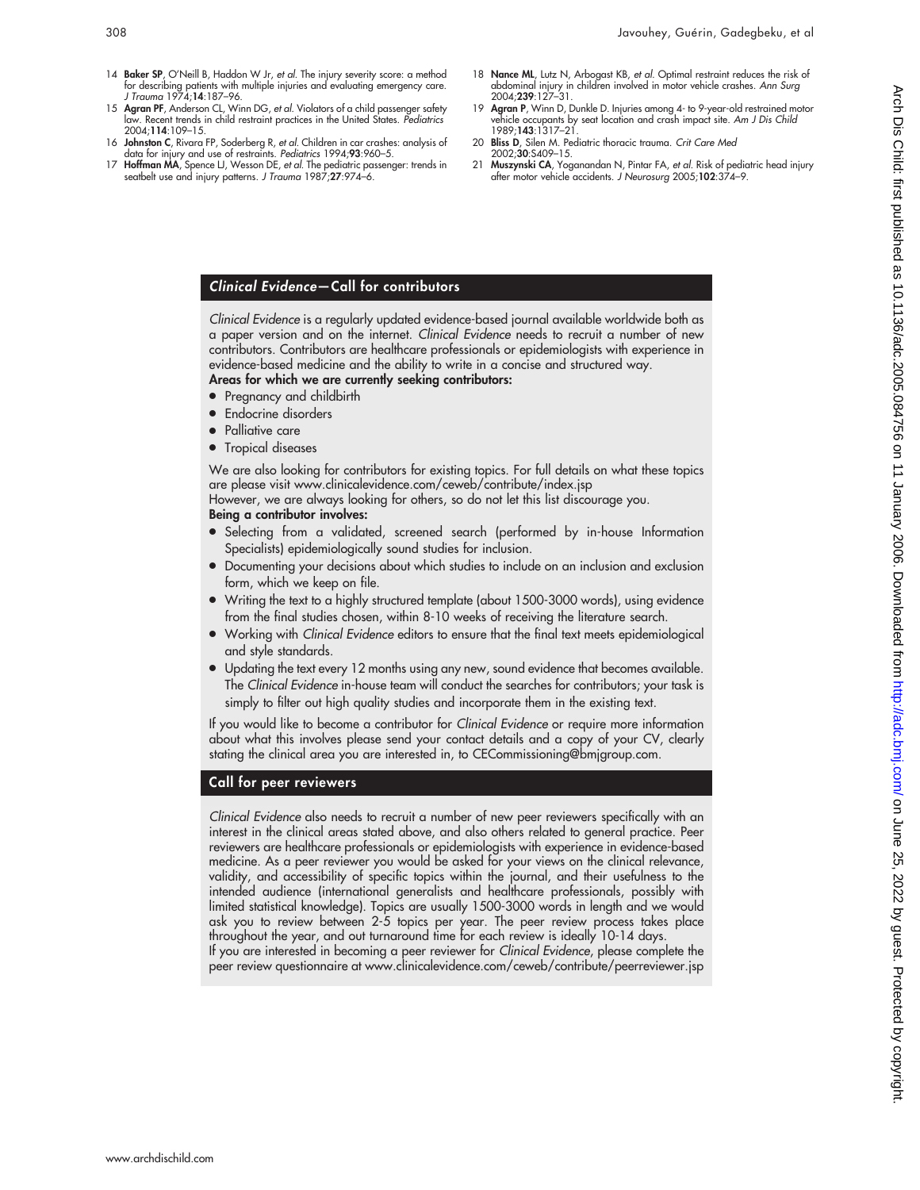14 **Baker SP**, O'Neill B, Haddon W Jr, *et al*. The injury severity score: a method for describing patients with multiple injuries and evaluating emergency care. *J Trauma* 1974;**14**:187–96.

15 **Agran PF**, Anderson CL, Winn DG, *et al*. Violators of a child passenger safety law. Recent trends in child restraint practices in the United States. *Pediatrics* 2004;**114**:109–15.

16 **Johnston C**, Rivara FP, Soderberg R, *et al*. Children in car crashes: analysis of data for injury and use of restraints. *Pediatrics* 1994;**93**:960–5.

17 **Hoffman MA**, Spence LJ, Wesson DE, *et al*. The pediatric passenger: trends in seatbelt use and injury patterns. *J Trauma* 1987;**27**:974–6.

18 **Nance ML**, Lutz N, Arbogast KB, *et al*. Optimal restraint reduces the risk of abdominal injury in children involved in motor vehicle crashes. *Ann Surg* 2004;**239**:127–31.

19 **Agran P**, Winn D, Dunkle D. Injuries among 4- to 9-year-old restrained motor vehicle occupants by seat location and crash impact site. *Am J Dis Child* 1989;**143**:1317–21.

20 **Bliss D**, Silen M. Pediatric thoracic trauma. *Crit Care Med* 2002;**30**:S409–15.

21 **Muszynski CA**, Yoganandan N, Pintar FA, *et al*. Risk of pediatric head injury after motor vehicle accidents. *J Neurosurg* 2005;**102**:374–9.

## *Clinical Evidence*—Call for contributors

*Clinical Evidence* is a regularly updated evidence-based journal available worldwide both as a paper version and on the internet. *Clinical Evidence* needs to recruit a number of new contributors. Contributors are healthcare professionals or epidemiologists with experience in evidence-based medicine and the ability to write in a concise and structured way.

**Areas for which we are currently seeking contributors:**

- Pregnancy and childbirth
- Endocrine disorders
- Palliative care
- Tropical diseases

We are also looking for contributors for existing topics. For full details on what these topics are please visit www.clinicalevidence.com/ceweb/contribute/index.jsp

However, we are always looking for others, so do not let this list discourage you.

**Being a contributor involves:**

- Selecting from a validated, screened search (performed by in-house Information Specialists) epidemiologically sound studies for inclusion.
- Documenting your decisions about which studies to include on an inclusion and exclusion form, which we keep on file.
- Writing the text to a highly structured template (about 1500-3000 words), using evidence from the final studies chosen, within 8-10 weeks of receiving the literature search.
- Working with *Clinical Evidence* editors to ensure that the final text meets epidemiological and style standards.
- Updating the text every 12 months using any new, sound evidence that becomes available. The *Clinical Evidence* in-house team will conduct the searches for contributors; your task is simply to filter out high quality studies and incorporate them in the existing text.

If you would like to become a contributor for *Clinical Evidence* or require more information about what this involves please send your contact details and a copy of your CV, clearly stating the clinical area you are interested in, to CECommissioning@bmjgroup.com.

## Call for peer reviewers

*Clinical Evidence* also needs to recruit a number of new peer reviewers specifically with an interest in the clinical areas stated above, and also others related to general practice. Peer reviewers are healthcare professionals or epidemiologists with experience in evidence-based medicine. As a peer reviewer you would be asked for your views on the clinical relevance, validity, and accessibility of specific topics within the journal, and their usefulness to the intended audience (international generalists and healthcare professionals, possibly with limited statistical knowledge). Topics are usually 1500-3000 words in length and we would ask you to review between 2-5 topics per year. The peer review process takes place throughout the year, and out turnaround time for each review is ideally 10-14 days.

If you are interested in becoming a peer reviewer for *Clinical Evidence*, please complete the peer review questionnaire at www.clinicalevidence.com/ceweb/contribute/peerreviewer.jsp